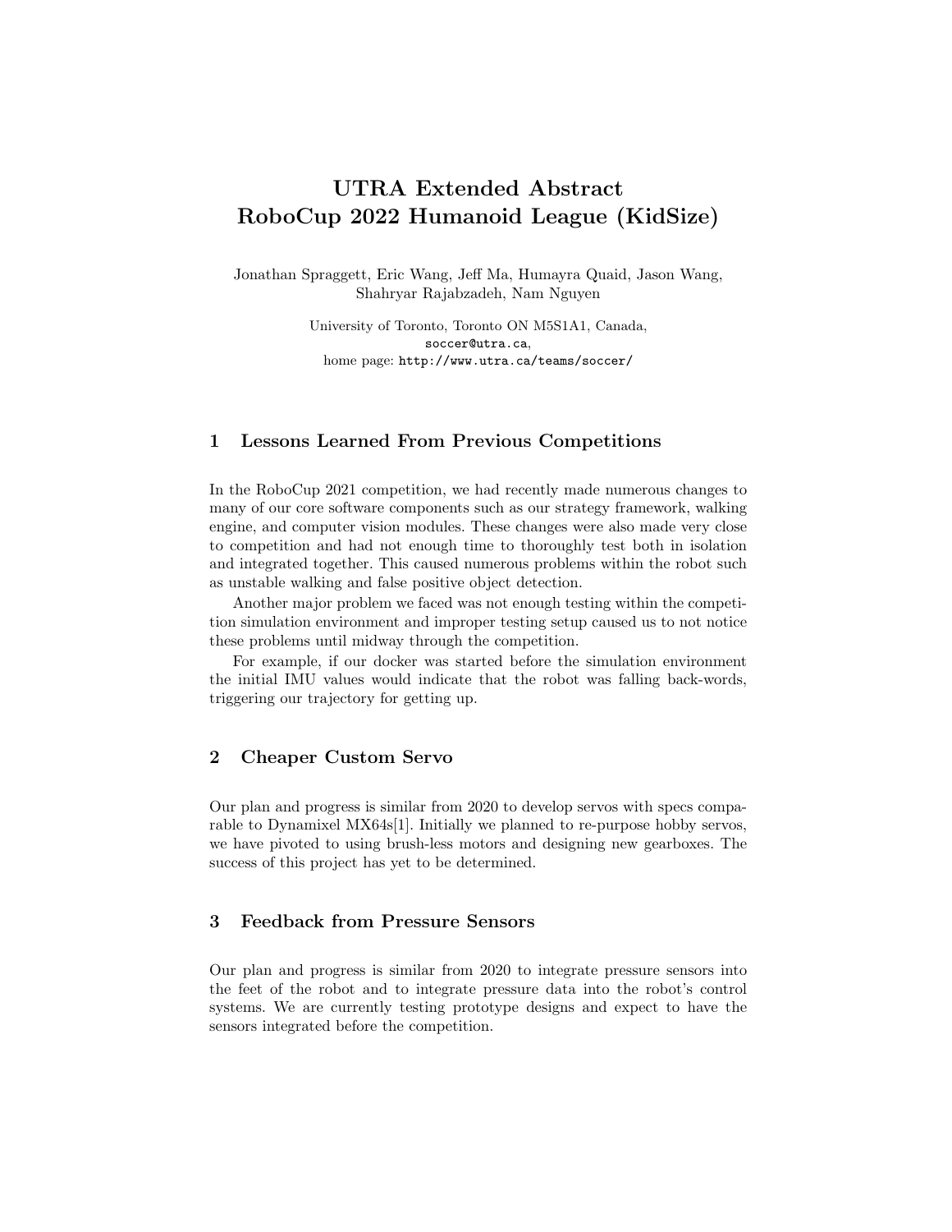# UTRA Extended Abstract
# RoboCup 2022 Humanoid League (KidSize)

Jonathan Spraggett, Eric Wang, Jeff Ma, Humayra Quaid, Jason Wang, Shahryar Rajabzadeh, Nam Nguyen

University of Toronto, Toronto ON M5S1A1, Canada,
soccer@utra.ca,
home page: http://www.utra.ca/teams/soccer/

## 1 Lessons Learned From Previous Competitions

In the RoboCup 2021 competition, we had recently made numerous changes to many of our core software components such as our strategy framework, walking engine, and computer vision modules. These changes were also made very close to competition and had not enough time to thoroughly test both in isolation and integrated together. This caused numerous problems within the robot such as unstable walking and false positive object detection.

Another major problem we faced was not enough testing within the competition simulation environment and improper testing setup caused us to not notice these problems until midway through the competition.

For example, if our docker was started before the simulation environment the initial IMU values would indicate that the robot was falling back-words, triggering our trajectory for getting up.

## 2 Cheaper Custom Servo

Our plan and progress is similar from 2020 to develop servos with specs comparable to Dynamixel MX64s[1]. Initially we planned to re-purpose hobby servos, we have pivoted to using brush-less motors and designing new gearboxes. The success of this project has yet to be determined.

## 3 Feedback from Pressure Sensors

Our plan and progress is similar from 2020 to integrate pressure sensors into the feet of the robot and to integrate pressure data into the robot's control systems. We are currently testing prototype designs and expect to have the sensors integrated before the competition.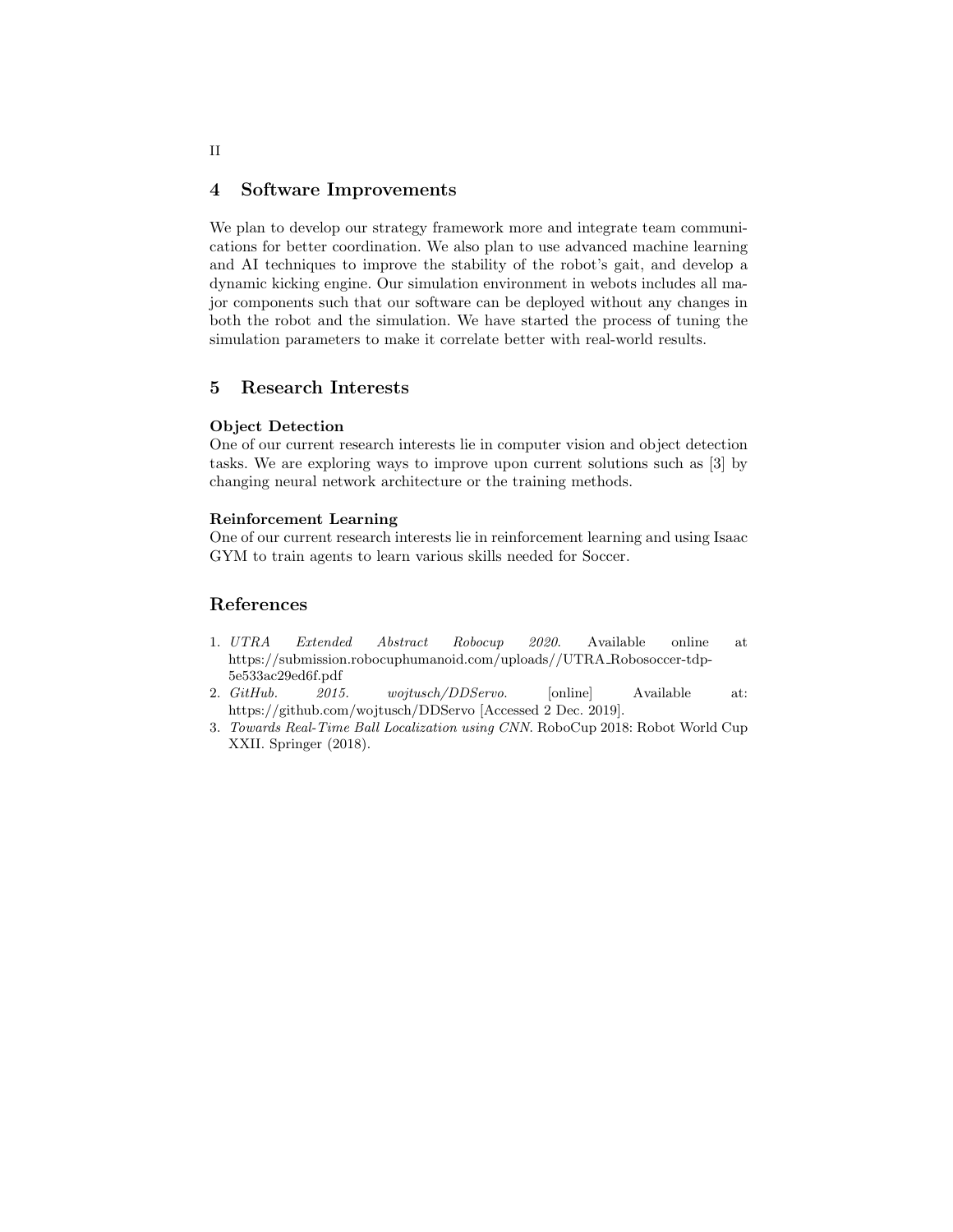## 4 Software Improvements

We plan to develop our strategy framework more and integrate team communications for better coordination. We also plan to use advanced machine learning and AI techniques to improve the stability of the robot's gait, and develop a dynamic kicking engine. Our simulation environment in webots includes all major components such that our software can be deployed without any changes in both the robot and the simulation. We have started the process of tuning the simulation parameters to make it correlate better with real-world results.

## 5 Research Interests

**Object Detection**
One of our current research interests lie in computer vision and object detection tasks. We are exploring ways to improve upon current solutions such as [3] by changing neural network architecture or the training methods.

**Reinforcement Learning**
One of our current research interests lie in reinforcement learning and using Isaac GYM to train agents to learn various skills needed for Soccer.

## References

1. *UTRA Extended Abstract Robocup 2020.* Available online at https://submission.robocuphumanoid.com/uploads//UTRA_Robosoccer-tdp-5e533ac29ed6f.pdf
2. *GitHub. 2015. wojtusch/DDServo.* [online] Available at: https://github.com/wojtusch/DDServo [Accessed 2 Dec. 2019].
3. *Towards Real-Time Ball Localization using CNN.* RoboCup 2018: Robot World Cup XXII. Springer (2018).